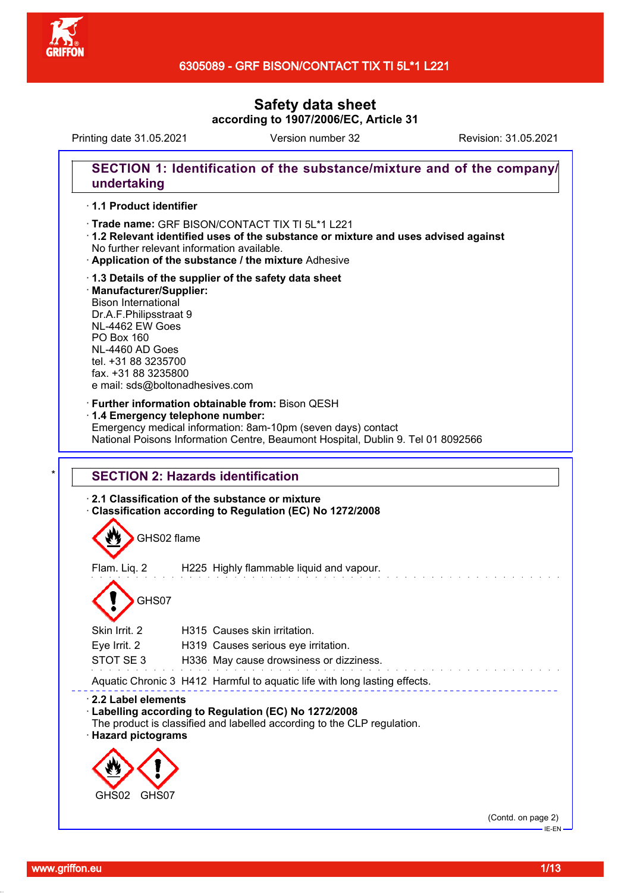# 6305089 - GRF BISON/CONTACT TIX TI 5L*1 L221

## Safety data sheet
**according to 1907/2006/EC, Article 31**

Printing date 31.05.2021 Version number 32 Revision: 31.05.2021

## SECTION 1: Identification of the substance/mixture and of the company/undertaking

· **1.1 Product identifier**

· **Trade name:** GRF BISON/CONTACT TIX TI 5L*1 L221
· **1.2 Relevant identified uses of the substance or mixture and uses advised against**
No further relevant information available.
· **Application of the substance / the mixture** Adhesive

· **1.3 Details of the supplier of the safety data sheet**
· **Manufacturer/Supplier:**
Bison International
Dr.A.F.Philipsstraat 9
NL-4462 EW Goes
PO Box 160
NL-4460 AD Goes
tel. +31 88 3235700
fax. +31 88 3235800
e mail: sds@boltonadhesives.com

· **Further information obtainable from:** Bison QESH
· **1.4 Emergency telephone number:**
Emergency medical information: 8am-10pm (seven days) contact
National Poisons Information Centre, Beaumont Hospital, Dublin 9. Tel 01 8092566

## SECTION 2: Hazards identification

· **2.1 Classification of the substance or mixture**
· **Classification according to Regulation (EC) No 1272/2008**

GHS02 flame

Flam. Liq. 2 H225 Highly flammable liquid and vapour.

GHS07

Skin Irrit. 2 H315 Causes skin irritation.
Eye Irrit. 2 H319 Causes serious eye irritation.
STOT SE 3 H336 May cause drowsiness or dizziness.

Aquatic Chronic 3 H412 Harmful to aquatic life with long lasting effects.

· **2.2 Label elements**
· **Labelling according to Regulation (EC) No 1272/2008**
The product is classified and labelled according to the CLP regulation.
· **Hazard pictograms**

GHS02 GHS07

(Contd. on page 2)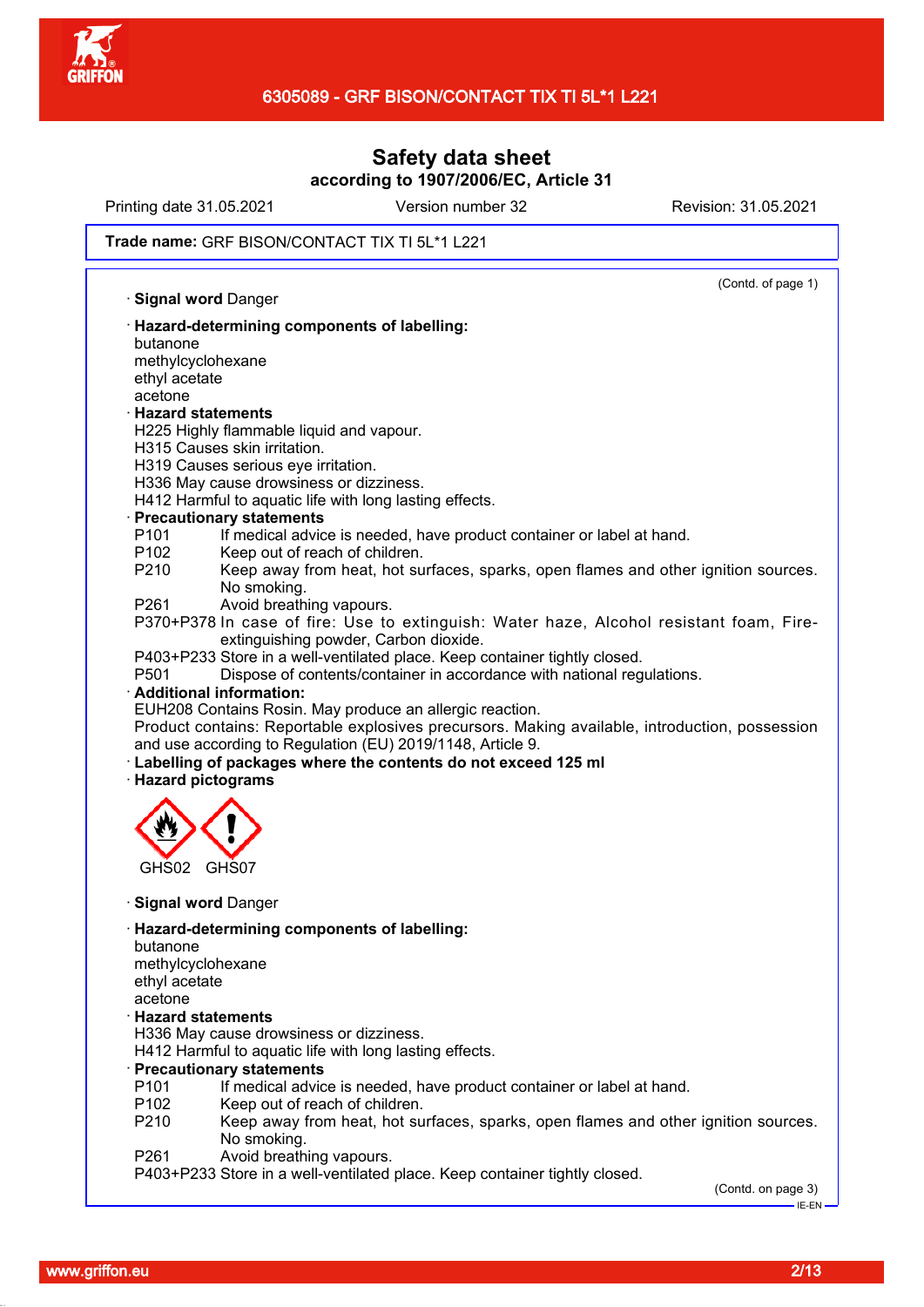Trade name: GRF BISON/CONTACT TIX TI 5L*1 L221

(Contd. of page 1)

· **Signal word** Danger

· **Hazard-determining components of labelling:**
butanone
methylcyclohexane
ethyl acetate
acetone

· **Hazard statements**
H225 Highly flammable liquid and vapour.
H315 Causes skin irritation.
H319 Causes serious eye irritation.
H336 May cause drowsiness or dizziness.
H412 Harmful to aquatic life with long lasting effects.

· **Precautionary statements**

P101 If medical advice is needed, have product container or label at hand.
P102 Keep out of reach of children.
P210 Keep away from heat, hot surfaces, sparks, open flames and other ignition sources. No smoking.
P261 Avoid breathing vapours.
P370+P378 In case of fire: Use to extinguish: Water haze, Alcohol resistant foam, Fire-extinguishing powder, Carbon dioxide.
P403+P233 Store in a well-ventilated place. Keep container tightly closed.
P501 Dispose of contents/container in accordance with national regulations.

· **Additional information:**
EUH208 Contains Rosin. May produce an allergic reaction.
Product contains: Reportable explosives precursors. Making available, introduction, possession and use according to Regulation (EU) 2019/1148, Article 9.

· **Labelling of packages where the contents do not exceed 125 ml**

· **Hazard pictograms**

GHS02 GHS07

· **Signal word** Danger

· **Hazard-determining components of labelling:**
butanone
methylcyclohexane
ethyl acetate
acetone

· **Hazard statements**
H336 May cause drowsiness or dizziness.
H412 Harmful to aquatic life with long lasting effects.

· **Precautionary statements**

P101 If medical advice is needed, have product container or label at hand.
P102 Keep out of reach of children.
P210 Keep away from heat, hot surfaces, sparks, open flames and other ignition sources. No smoking.
P261 Avoid breathing vapours.
P403+P233 Store in a well-ventilated place. Keep container tightly closed.

(Contd. on page 3)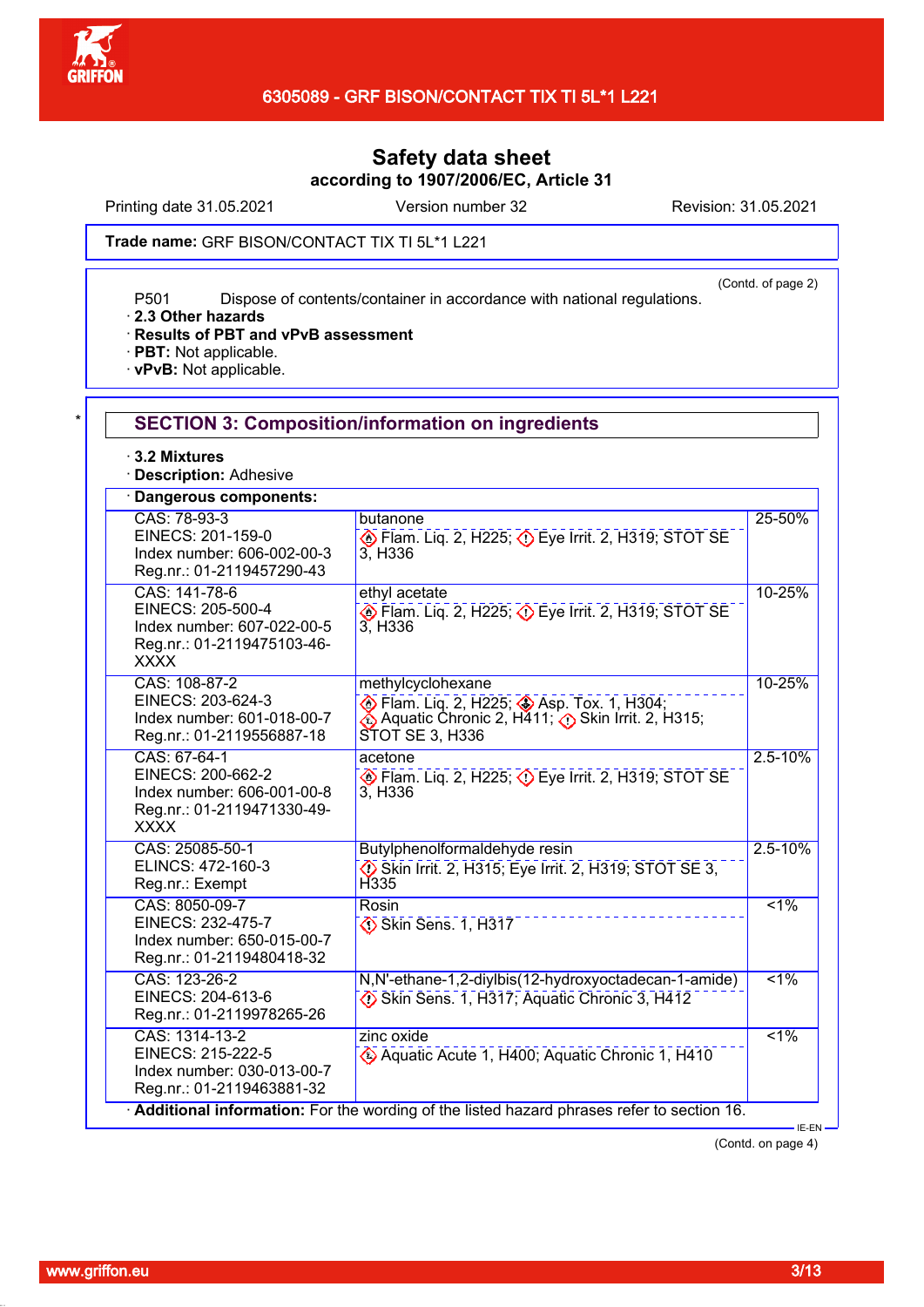Safety data sheet
according to 1907/2006/EC, Article 31

Printing date 31.05.2021 Version number 32 Revision: 31.05.2021

**Trade name:** GRF BISON/CONTACT TIX TI 5L*1 L221

(Contd. of page 2)

P501 Dispose of contents/container in accordance with national regulations.

· **2.3 Other hazards**
· **Results of PBT and vPvB assessment**
· **PBT:** Not applicable.
· **vPvB:** Not applicable.

## SECTION 3: Composition/information on ingredients

· **3.2 Mixtures**
· **Description:** Adhesive

· **Dangerous components:**

| Identifiers | Component / Classification | Concentration |
|---|---|---|
| CAS: 78-93-3<br>EINECS: 201-159-0<br>Index number: 606-002-00-3<br>Reg.nr.: 01-2119457290-43 | butanone<br>Flam. Liq. 2, H225; Eye Irrit. 2, H319; STOT SE 3, H336 | 25-50% |
| CAS: 141-78-6<br>EINECS: 205-500-4<br>Index number: 607-022-00-5<br>Reg.nr.: 01-2119475103-46-XXXX | ethyl acetate<br>Flam. Liq. 2, H225; Eye Irrit. 2, H319; STOT SE 3, H336 | 10-25% |
| CAS: 108-87-2<br>EINECS: 203-624-3<br>Index number: 601-018-00-7<br>Reg.nr.: 01-2119556887-18 | methylcyclohexane<br>Flam. Liq. 2, H225; Asp. Tox. 1, H304; Aquatic Chronic 2, H411; Skin Irrit. 2, H315; STOT SE 3, H336 | 10-25% |
| CAS: 67-64-1<br>EINECS: 200-662-2<br>Index number: 606-001-00-8<br>Reg.nr.: 01-2119471330-49-XXXX | acetone<br>Flam. Liq. 2, H225; Eye Irrit. 2, H319; STOT SE 3, H336 | 2.5-10% |
| CAS: 25085-50-1<br>ELINCS: 472-160-3<br>Reg.nr.: Exempt | Butylphenolformaldehyde resin<br>Skin Irrit. 2, H315; Eye Irrit. 2, H319; STOT SE 3, H335 | 2.5-10% |
| CAS: 8050-09-7<br>EINECS: 232-475-7<br>Index number: 650-015-00-7<br>Reg.nr.: 01-2119480418-32 | Rosin<br>Skin Sens. 1, H317 | <1% |
| CAS: 123-26-2<br>EINECS: 204-613-6<br>Reg.nr.: 01-2119978265-26 | N,N'-ethane-1,2-diylbis(12-hydroxyoctadecan-1-amide)<br>Skin Sens. 1, H317; Aquatic Chronic 3, H412 | <1% |
| CAS: 1314-13-2<br>EINECS: 215-222-5<br>Index number: 030-013-00-7<br>Reg.nr.: 01-2119463881-32 | zinc oxide<br>Aquatic Acute 1, H400; Aquatic Chronic 1, H410 | <1% |

· **Additional information:** For the wording of the listed hazard phrases refer to section 16.

(Contd. on page 4)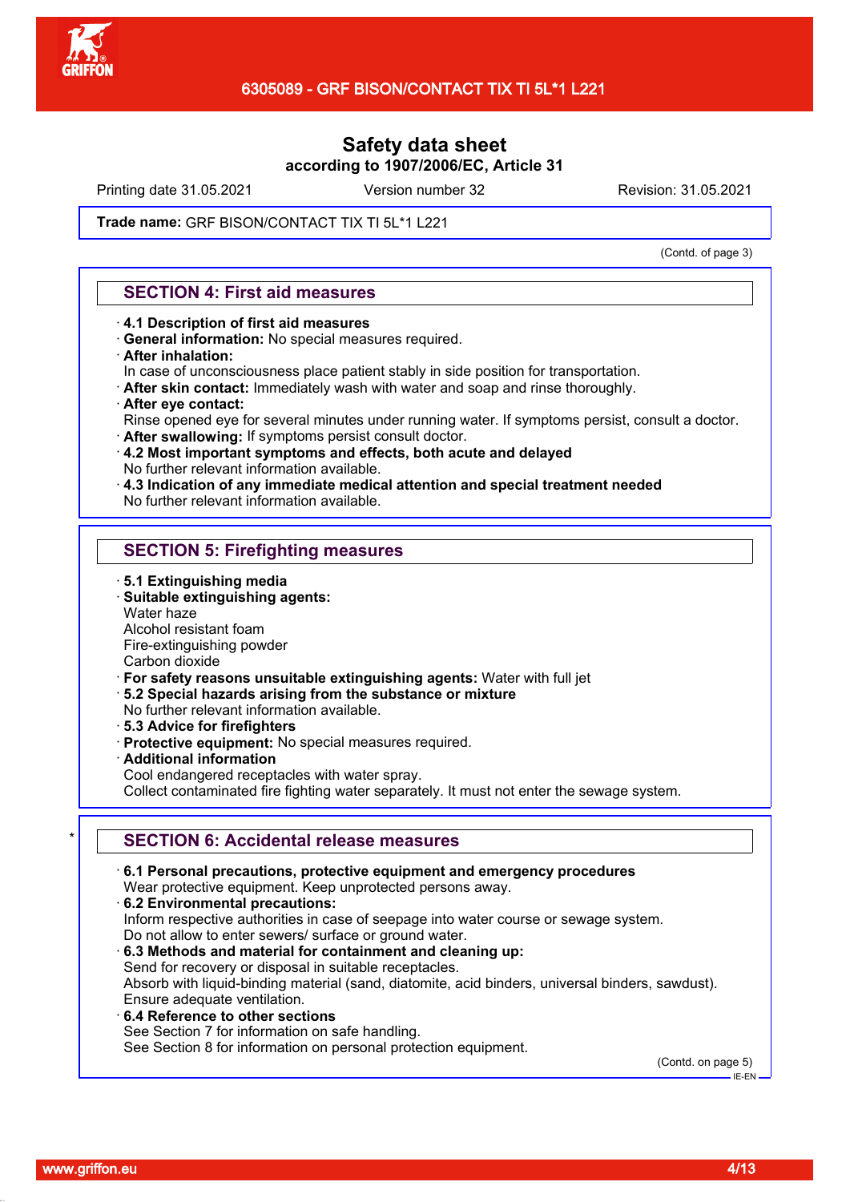**Safety data sheet**
**according to 1907/2006/EC, Article 31**

Printing date 31.05.2021 Version number 32 Revision: 31.05.2021

**Trade name:** GRF BISON/CONTACT TIX TI 5L*1 L221

(Contd. of page 3)

## SECTION 4: First aid measures

- **4.1 Description of first aid measures**
- **General information:** No special measures required.
- **After inhalation:**
  In case of unconsciousness place patient stably in side position for transportation.
- **After skin contact:** Immediately wash with water and soap and rinse thoroughly.
- **After eye contact:**
  Rinse opened eye for several minutes under running water. If symptoms persist, consult a doctor.
- **After swallowing:** If symptoms persist consult doctor.
- **4.2 Most important symptoms and effects, both acute and delayed**
  No further relevant information available.
- **4.3 Indication of any immediate medical attention and special treatment needed**
  No further relevant information available.

## SECTION 5: Firefighting measures

- **5.1 Extinguishing media**
- **Suitable extinguishing agents:**
  Water haze
  Alcohol resistant foam
  Fire-extinguishing powder
  Carbon dioxide
- **For safety reasons unsuitable extinguishing agents:** Water with full jet
- **5.2 Special hazards arising from the substance or mixture**
  No further relevant information available.
- **5.3 Advice for firefighters**
- **Protective equipment:** No special measures required.
- **Additional information**
  Cool endangered receptacles with water spray.
  Collect contaminated fire fighting water separately. It must not enter the sewage system.

## * SECTION 6: Accidental release measures

- **6.1 Personal precautions, protective equipment and emergency procedures**
  Wear protective equipment. Keep unprotected persons away.
- **6.2 Environmental precautions:**
  Inform respective authorities in case of seepage into water course or sewage system.
  Do not allow to enter sewers/ surface or ground water.
- **6.3 Methods and material for containment and cleaning up:**
  Send for recovery or disposal in suitable receptacles.
  Absorb with liquid-binding material (sand, diatomite, acid binders, universal binders, sawdust).
  Ensure adequate ventilation.
- **6.4 Reference to other sections**
  See Section 7 for information on safe handling.
  See Section 8 for information on personal protection equipment.

(Contd. on page 5)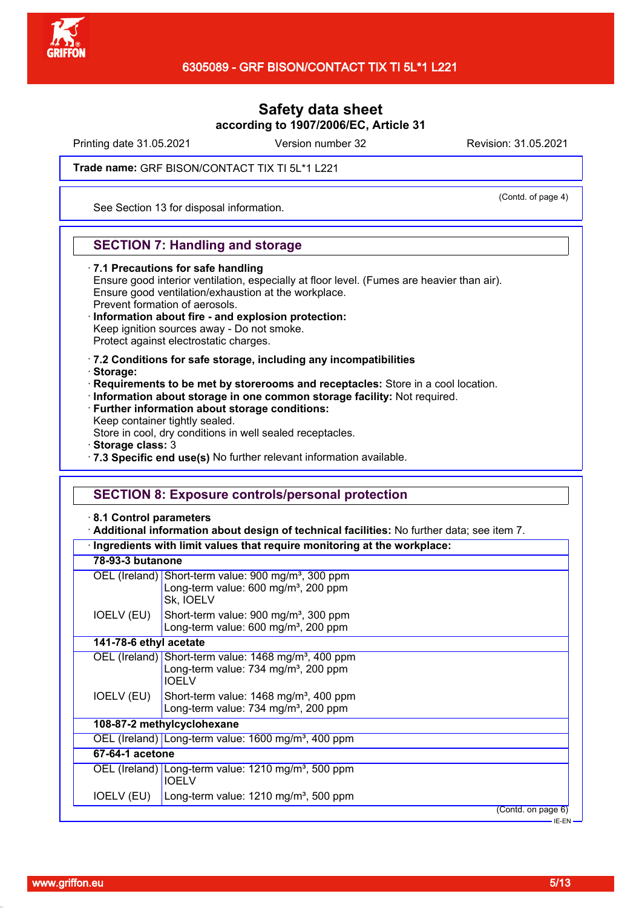# Safety data sheet
according to 1907/2006/EC, Article 31

Printing date 31.05.2021 Version number 32 Revision: 31.05.2021

**Trade name:** GRF BISON/CONTACT TIX TI 5L*1 L221

(Contd. of page 4)

See Section 13 for disposal information.

## SECTION 7: Handling and storage

· **7.1 Precautions for safe handling**
Ensure good interior ventilation, especially at floor level. (Fumes are heavier than air).
Ensure good ventilation/exhaustion at the workplace.
Prevent formation of aerosols.
· **Information about fire - and explosion protection:**
Keep ignition sources away - Do not smoke.
Protect against electrostatic charges.

· **7.2 Conditions for safe storage, including any incompatibilities**
· **Storage:**
· **Requirements to be met by storerooms and receptacles:** Store in a cool location.
· **Information about storage in one common storage facility:** Not required.
· **Further information about storage conditions:**
Keep container tightly sealed.
Store in cool, dry conditions in well sealed receptacles.
· **Storage class:** 3
· **7.3 Specific end use(s)** No further relevant information available.

## SECTION 8: Exposure controls/personal protection

· **8.1 Control parameters**
· **Additional information about design of technical facilities:** No further data; see item 7.

· **Ingredients with limit values that require monitoring at the workplace:**

| | |
|---|---|
| **78-93-3 butanone** | |
| OEL (Ireland) | Short-term value: 900 mg/m³, 300 ppm<br>Long-term value: 600 mg/m³, 200 ppm<br>Sk, IOELV |
| IOELV (EU) | Short-term value: 900 mg/m³, 300 ppm<br>Long-term value: 600 mg/m³, 200 ppm |
| **141-78-6 ethyl acetate** | |
| OEL (Ireland) | Short-term value: 1468 mg/m³, 400 ppm<br>Long-term value: 734 mg/m³, 200 ppm<br>IOELV |
| IOELV (EU) | Short-term value: 1468 mg/m³, 400 ppm<br>Long-term value: 734 mg/m³, 200 ppm |
| **108-87-2 methylcyclohexane** | |
| OEL (Ireland) | Long-term value: 1600 mg/m³, 400 ppm |
| **67-64-1 acetone** | |
| OEL (Ireland) | Long-term value: 1210 mg/m³, 500 ppm<br>IOELV |
| IOELV (EU) | Long-term value: 1210 mg/m³, 500 ppm |

(Contd. on page 6)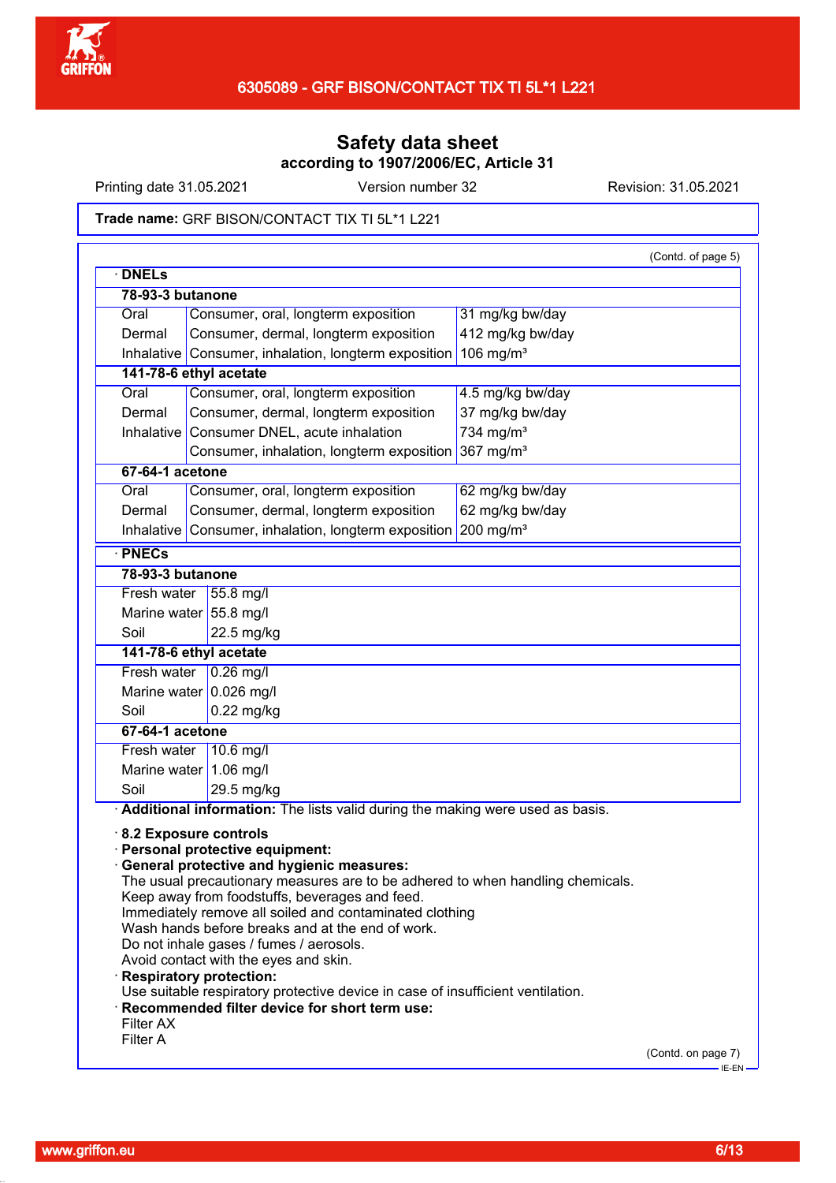Trade name: GRF BISON/CONTACT TIX TI 5L*1 L221

(Contd. of page 5)

· **DNELs**

| **78-93-3 butanone** | | |
|---|---|---|
| Oral | Consumer, oral, longterm exposition | 31 mg/kg bw/day |
| Dermal | Consumer, dermal, longterm exposition | 412 mg/kg bw/day |
| Inhalative | Consumer, inhalation, longterm exposition | 106 mg/m³ |
| **141-78-6 ethyl acetate** | | |
| Oral | Consumer, oral, longterm exposition | 4.5 mg/kg bw/day |
| Dermal | Consumer, dermal, longterm exposition | 37 mg/kg bw/day |
| Inhalative | Consumer DNEL, acute inhalation | 734 mg/m³ |
| | Consumer, inhalation, longterm exposition | 367 mg/m³ |
| **67-64-1 acetone** | | |
| Oral | Consumer, oral, longterm exposition | 62 mg/kg bw/day |
| Dermal | Consumer, dermal, longterm exposition | 62 mg/kg bw/day |
| Inhalative | Consumer, inhalation, longterm exposition | 200 mg/m³ |

· **PNECs**

| **78-93-3 butanone** | |
|---|---|
| Fresh water | 55.8 mg/l |
| Marine water | 55.8 mg/l |
| Soil | 22.5 mg/kg |
| **141-78-6 ethyl acetate** | |
| Fresh water | 0.26 mg/l |
| Marine water | 0.026 mg/l |
| Soil | 0.22 mg/kg |
| **67-64-1 acetone** | |
| Fresh water | 10.6 mg/l |
| Marine water | 1.06 mg/l |
| Soil | 29.5 mg/kg |

· **Additional information:** The lists valid during the making were used as basis.

· **8.2 Exposure controls**
· **Personal protective equipment:**
· **General protective and hygienic measures:**
The usual precautionary measures are to be adhered to when handling chemicals.
Keep away from foodstuffs, beverages and feed.
Immediately remove all soiled and contaminated clothing
Wash hands before breaks and at the end of work.
Do not inhale gases / fumes / aerosols.
Avoid contact with the eyes and skin.
· **Respiratory protection:**
Use suitable respiratory protective device in case of insufficient ventilation.
· **Recommended filter device for short term use:**
Filter AX
Filter A

(Contd. on page 7)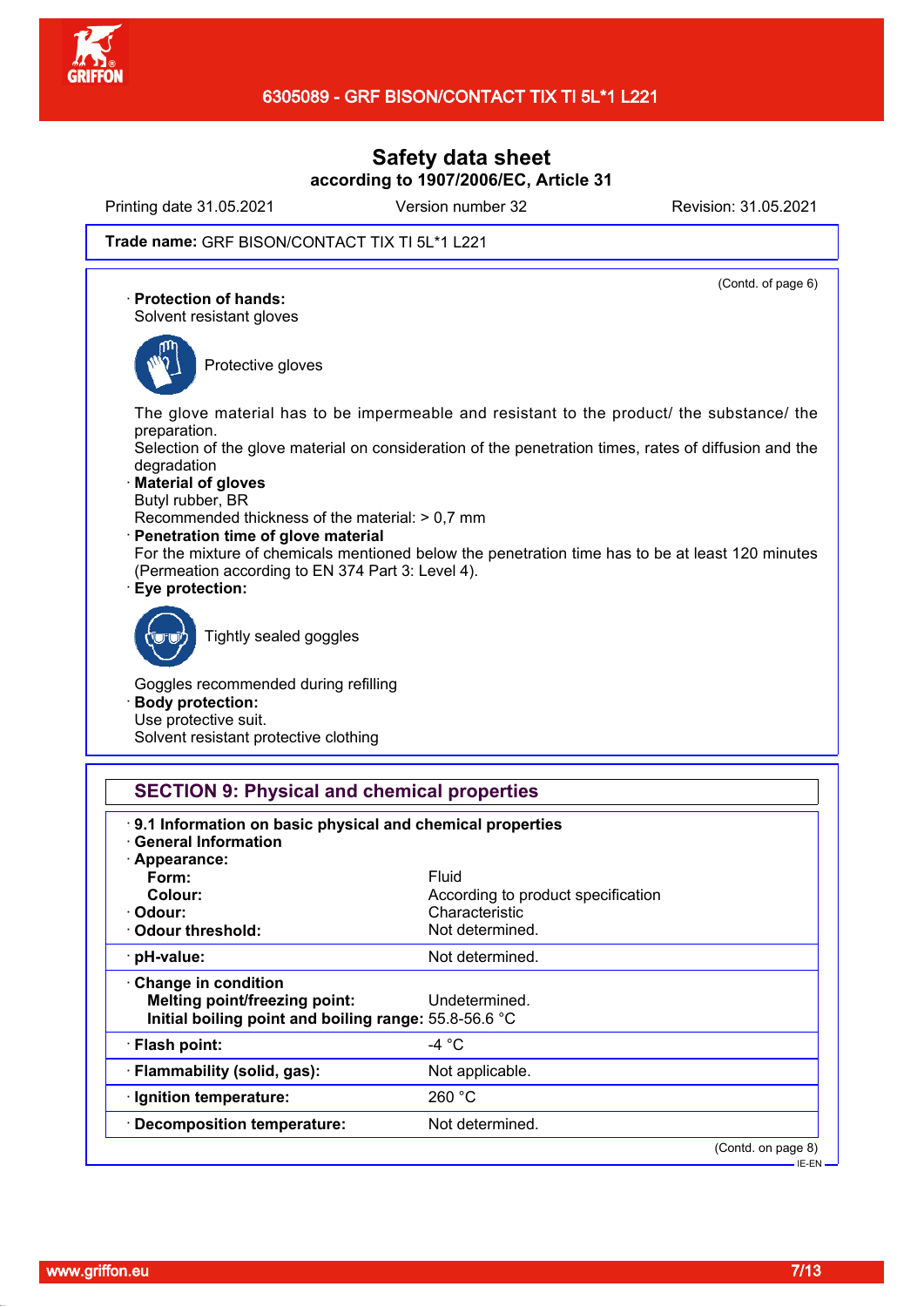Safety data sheet
according to 1907/2006/EC, Article 31

Printing date 31.05.2021 Version number 32 Revision: 31.05.2021

**Trade name:** GRF BISON/CONTACT TIX TI 5L*1 L221

(Contd. of page 6)

· **Protection of hands:**
Solvent resistant gloves

Protective gloves

The glove material has to be impermeable and resistant to the product/ the substance/ the preparation.
Selection of the glove material on consideration of the penetration times, rates of diffusion and the degradation

· **Material of gloves**
Butyl rubber, BR
Recommended thickness of the material: > 0,7 mm

· **Penetration time of glove material**
For the mixture of chemicals mentioned below the penetration time has to be at least 120 minutes (Permeation according to EN 374 Part 3: Level 4).

· **Eye protection:**

Tightly sealed goggles

Goggles recommended during refilling

· **Body protection:**
Use protective suit.
Solvent resistant protective clothing

## SECTION 9: Physical and chemical properties

· **9.1 Information on basic physical and chemical properties**
· **General Information**
· **Appearance:**

| | |
|---|---|
| **Form:** | Fluid |
| **Colour:** | According to product specification |
| · **Odour:** | Characteristic |
| · **Odour threshold:** | Not determined. |
| · **pH-value:** | Not determined. |
| · **Change in condition** | |
| **Melting point/freezing point:** | Undetermined. |
| **Initial boiling point and boiling range:** | 55.8-56.6 °C |
| · **Flash point:** | -4 °C |
| · **Flammability (solid, gas):** | Not applicable. |
| · **Ignition temperature:** | 260 °C |
| · **Decomposition temperature:** | Not determined. |

(Contd. on page 8)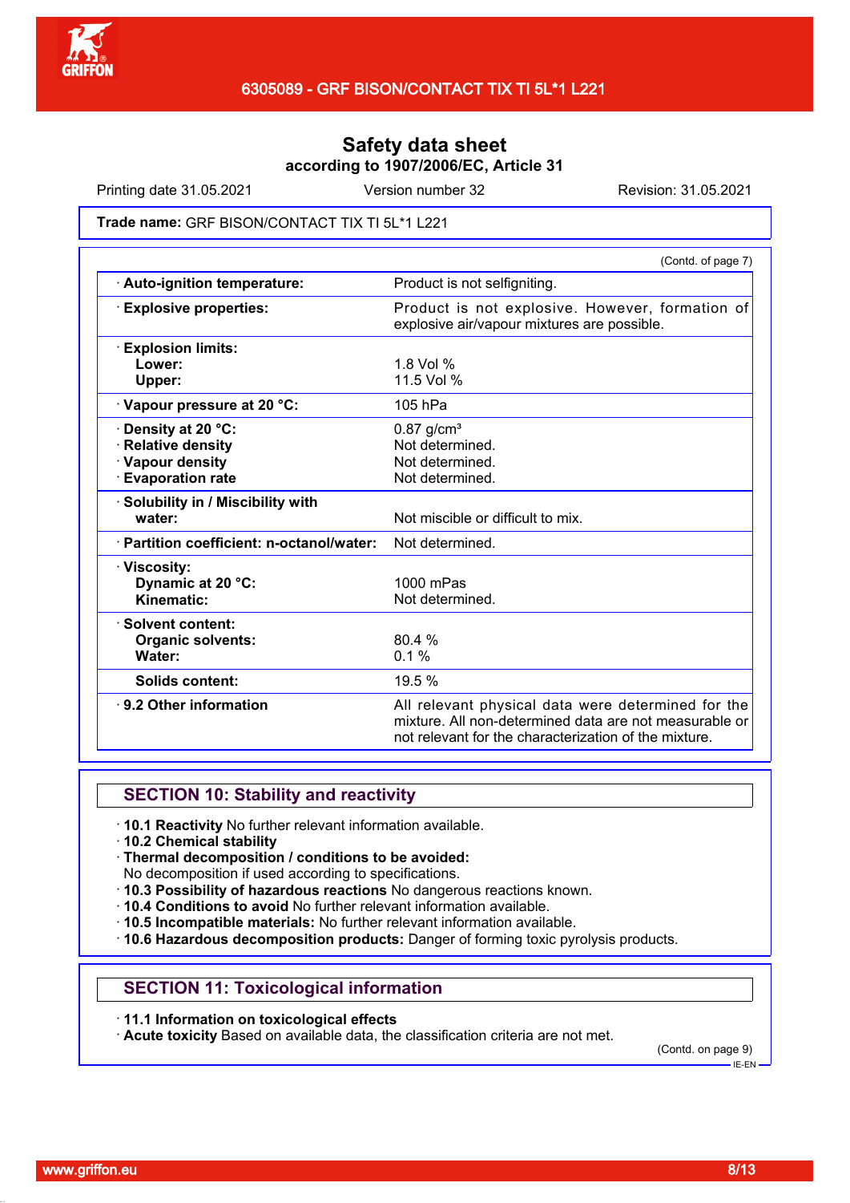# Safety data sheet

**according to 1907/2006/EC, Article 31**

Printing date 31.05.2021 | Version number 32 | Revision: 31.05.2021

**Trade name:** GRF BISON/CONTACT TIX TI 5L*1 L221

(Contd. of page 7)

| | |
|---|---|
| · **Auto-ignition temperature:** | Product is not selfigniting. |
| · **Explosive properties:** | Product is not explosive. However, formation of explosive air/vapour mixtures are possible. |
| · **Explosion limits:** | |
| **Lower:** | 1.8 Vol % |
| **Upper:** | 11.5 Vol % |
| · **Vapour pressure at 20 °C:** | 105 hPa |
| · **Density at 20 °C:** | 0.87 g/cm³ |
| · **Relative density** | Not determined. |
| · **Vapour density** | Not determined. |
| · **Evaporation rate** | Not determined. |
| · **Solubility in / Miscibility with water:** | Not miscible or difficult to mix. |
| · **Partition coefficient: n-octanol/water:** | Not determined. |
| · **Viscosity:** | |
| **Dynamic at 20 °C:** | 1000 mPas |
| **Kinematic:** | Not determined. |
| · **Solvent content:** | |
| **Organic solvents:** | 80.4 % |
| **Water:** | 0.1 % |
| **Solids content:** | 19.5 % |
| · **9.2 Other information** | All relevant physical data were determined for the mixture. All non-determined data are not measurable or not relevant for the characterization of the mixture. |

## SECTION 10: Stability and reactivity

- · **10.1 Reactivity** No further relevant information available.
- · **10.2 Chemical stability**
- · **Thermal decomposition / conditions to be avoided:**
  No decomposition if used according to specifications.
- · **10.3 Possibility of hazardous reactions** No dangerous reactions known.
- · **10.4 Conditions to avoid** No further relevant information available.
- · **10.5 Incompatible materials:** No further relevant information available.
- · **10.6 Hazardous decomposition products:** Danger of forming toxic pyrolysis products.

## SECTION 11: Toxicological information

- · **11.1 Information on toxicological effects**
- · **Acute toxicity** Based on available data, the classification criteria are not met.

(Contd. on page 9)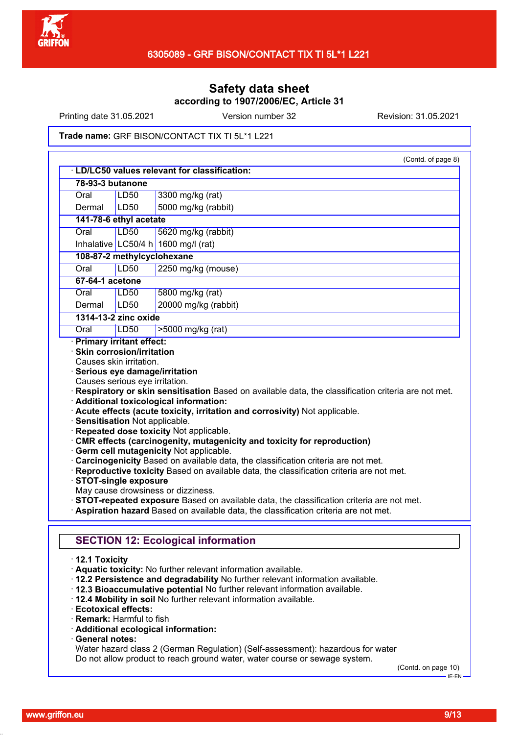# Safety data sheet
**according to 1907/2006/EC, Article 31**

Printing date 31.05.2021 | Version number 32 | Revision: 31.05.2021

**Trade name:** GRF BISON/CONTACT TIX TI 5L*1 L221

(Contd. of page 8)

· **LD/LC50 values relevant for classification:**

| | | |
|---|---|---|
| **78-93-3 butanone** | | |
| Oral | LD50 | 3300 mg/kg (rat) |
| Dermal | LD50 | 5000 mg/kg (rabbit) |
| **141-78-6 ethyl acetate** | | |
| Oral | LD50 | 5620 mg/kg (rabbit) |
| Inhalative | LC50/4 h | 1600 mg/l (rat) |
| **108-87-2 methylcyclohexane** | | |
| Oral | LD50 | 2250 mg/kg (mouse) |
| **67-64-1 acetone** | | |
| Oral | LD50 | 5800 mg/kg (rat) |
| Dermal | LD50 | 20000 mg/kg (rabbit) |
| **1314-13-2 zinc oxide** | | |
| Oral | LD50 | >5000 mg/kg (rat) |

· **Primary irritant effect:**
· **Skin corrosion/irritation**
Causes skin irritation.
· **Serious eye damage/irritation**
Causes serious eye irritation.
· **Respiratory or skin sensitisation** Based on available data, the classification criteria are not met.
· **Additional toxicological information:**
· **Acute effects (acute toxicity, irritation and corrosivity)** Not applicable.
· **Sensitisation** Not applicable.
· **Repeated dose toxicity** Not applicable.
· **CMR effects (carcinogenity, mutagenicity and toxicity for reproduction)**
· **Germ cell mutagenicity** Not applicable.
· **Carcinogenicity** Based on available data, the classification criteria are not met.
· **Reproductive toxicity** Based on available data, the classification criteria are not met.
· **STOT-single exposure**
May cause drowsiness or dizziness.
· **STOT-repeated exposure** Based on available data, the classification criteria are not met.
· **Aspiration hazard** Based on available data, the classification criteria are not met.

## SECTION 12: Ecological information

· **12.1 Toxicity**
· **Aquatic toxicity:** No further relevant information available.
· **12.2 Persistence and degradability** No further relevant information available.
· **12.3 Bioaccumulative potential** No further relevant information available.
· **12.4 Mobility in soil** No further relevant information available.
· **Ecotoxical effects:**
· **Remark:** Harmful to fish
· **Additional ecological information:**
· **General notes:**
Water hazard class 2 (German Regulation) (Self-assessment): hazardous for water
Do not allow product to reach ground water, water course or sewage system.

(Contd. on page 10)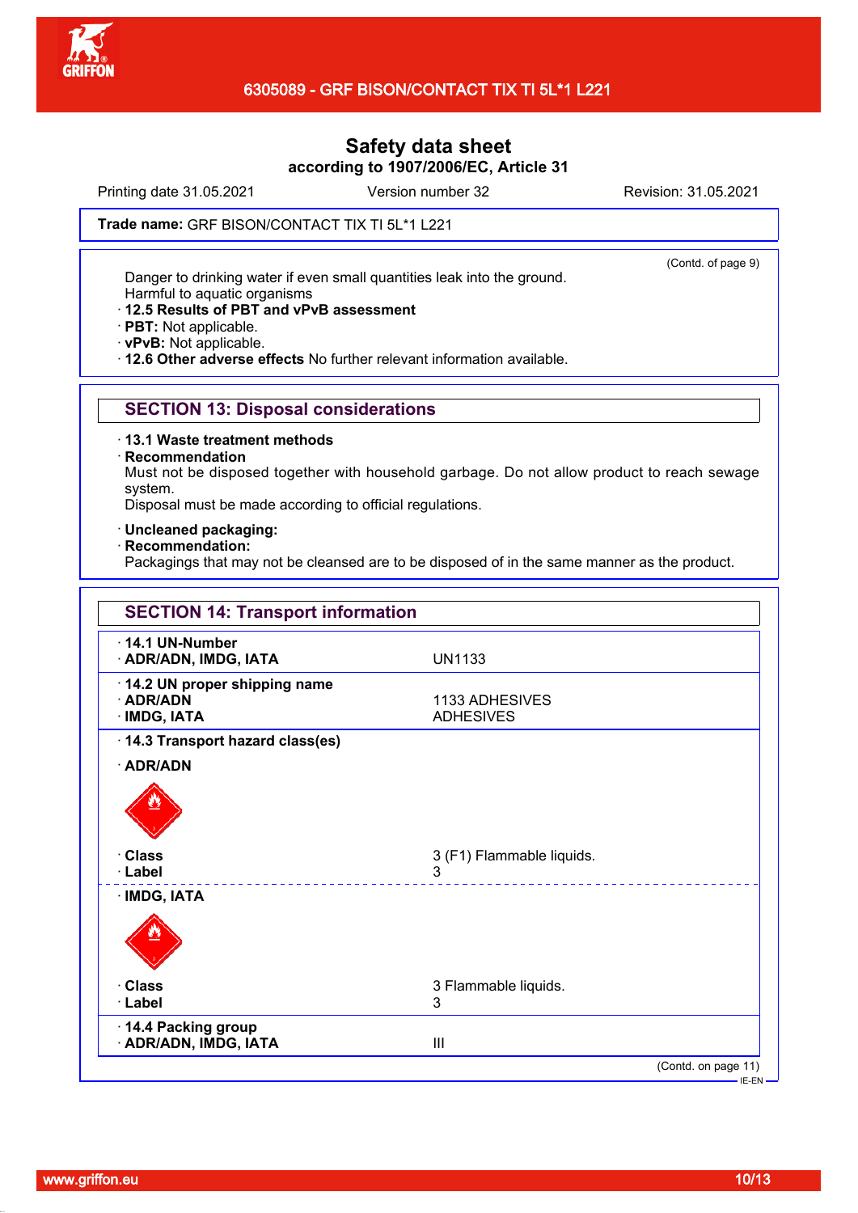# Safety data sheet

**according to 1907/2006/EC, Article 31**

Printing date 31.05.2021 Version number 32 Revision: 31.05.2021

**Trade name:** GRF BISON/CONTACT TIX TI 5L*1 L221

(Contd. of page 9)

Danger to drinking water if even small quantities leak into the ground.
Harmful to aquatic organisms

- **12.5 Results of PBT and vPvB assessment**
- **PBT:** Not applicable.
- **vPvB:** Not applicable.
- **12.6 Other adverse effects** No further relevant information available.

## SECTION 13: Disposal considerations

- **13.1 Waste treatment methods**
- **Recommendation**

Must not be disposed together with household garbage. Do not allow product to reach sewage system.
Disposal must be made according to official regulations.

- **Uncleaned packaging:**
- **Recommendation:**

Packagings that may not be cleansed are to be disposed of in the same manner as the product.

## SECTION 14: Transport information

| | |
|---|---|
| **14.1 UN-Number** | |
| **ADR/ADN, IMDG, IATA** | UN1133 |
| **14.2 UN proper shipping name** | |
| **ADR/ADN** | 1133 ADHESIVES |
| **IMDG, IATA** | ADHESIVES |
| **14.3 Transport hazard class(es)** | |
| **ADR/ADN** | |
| **Class** | 3 (F1) Flammable liquids. |
| **Label** | 3 |
| **IMDG, IATA** | |
| **Class** | 3 Flammable liquids. |
| **Label** | 3 |
| **14.4 Packing group** | |
| **ADR/ADN, IMDG, IATA** | III |

(Contd. on page 11)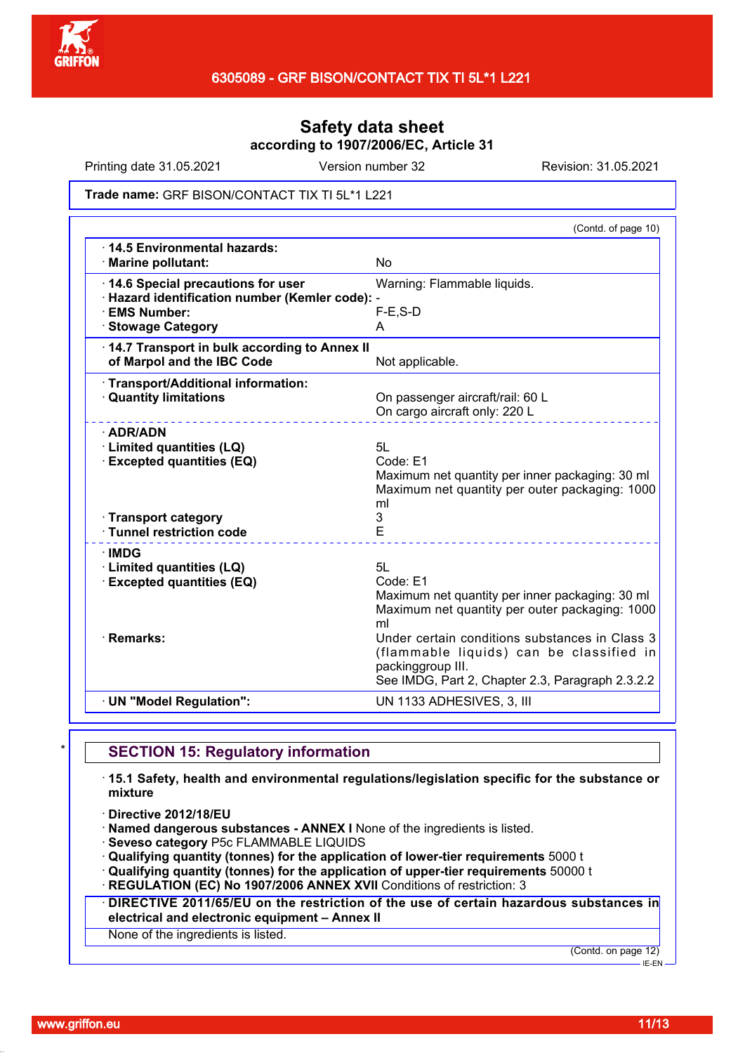# Safety data sheet

**according to 1907/2006/EC, Article 31**

Printing date 31.05.2021 | Version number 32 | Revision: 31.05.2021

**Trade name:** GRF BISON/CONTACT TIX TI 5L*1 L221

(Contd. of page 10)

| | |
|---|---|
| · **14.5 Environmental hazards:** | |
| · **Marine pollutant:** | No |
| · **14.6 Special precautions for user** | Warning: Flammable liquids. |
| · **Hazard identification number (Kemler code):** | - |
| · **EMS Number:** | F-E,S-D |
| · **Stowage Category** | A |
| · **14.7 Transport in bulk according to Annex II of Marpol and the IBC Code** | Not applicable. |
| · **Transport/Additional information:** | |
| · **Quantity limitations** | On passenger aircraft/rail: 60 L<br>On cargo aircraft only: 220 L |
| · **ADR/ADN** | |
| · **Limited quantities (LQ)** | 5L |
| · **Excepted quantities (EQ)** | Code: E1<br>Maximum net quantity per inner packaging: 30 ml<br>Maximum net quantity per outer packaging: 1000 ml |
| · **Transport category** | 3 |
| · **Tunnel restriction code** | E |
| · **IMDG** | |
| · **Limited quantities (LQ)** | 5L |
| · **Excepted quantities (EQ)** | Code: E1<br>Maximum net quantity per inner packaging: 30 ml<br>Maximum net quantity per outer packaging: 1000 ml |
| · **Remarks:** | Under certain conditions substances in Class 3 (flammable liquids) can be classified in packinggroup III.<br>See IMDG, Part 2, Chapter 2.3, Paragraph 2.3.2.2 |
| · **UN "Model Regulation":** | UN 1133 ADHESIVES, 3, III |

## SECTION 15: Regulatory information

· **15.1 Safety, health and environmental regulations/legislation specific for the substance or mixture**

· **Directive 2012/18/EU**
· **Named dangerous substances - ANNEX I** None of the ingredients is listed.
· **Seveso category** P5c FLAMMABLE LIQUIDS
· **Qualifying quantity (tonnes) for the application of lower-tier requirements** 5000 t
· **Qualifying quantity (tonnes) for the application of upper-tier requirements** 50000 t
· **REGULATION (EC) No 1907/2006 ANNEX XVII** Conditions of restriction: 3

· **DIRECTIVE 2011/65/EU on the restriction of the use of certain hazardous substances in electrical and electronic equipment – Annex II**

None of the ingredients is listed.

(Contd. on page 12)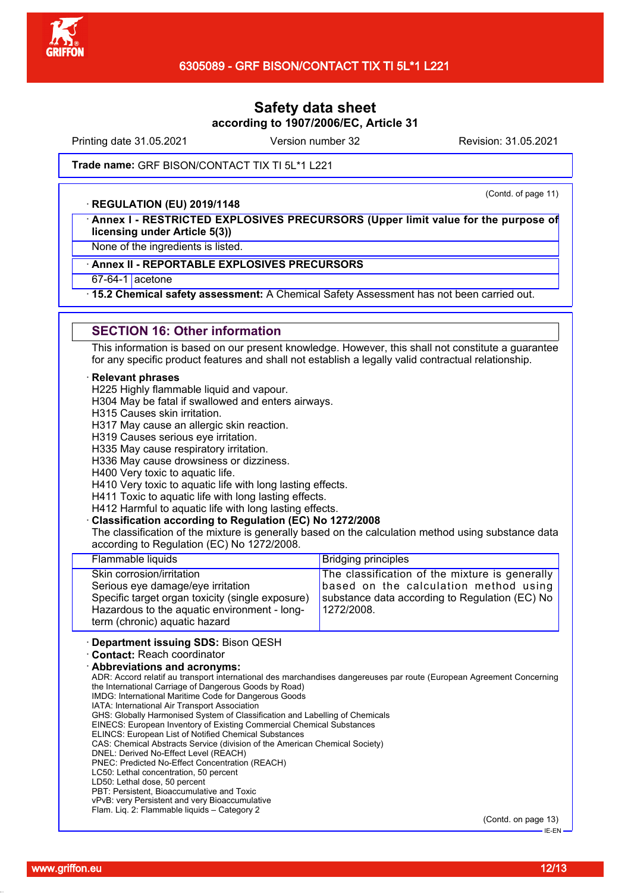# Safety data sheet

**according to 1907/2006/EC, Article 31**

Printing date 31.05.2021 | Version number 32 | Revision: 31.05.2021

**Trade name:** GRF BISON/CONTACT TIX TI 5L*1 L221

(Contd. of page 11)

· **REGULATION (EU) 2019/1148**

· **Annex I - RESTRICTED EXPLOSIVES PRECURSORS (Upper limit value for the purpose of licensing under Article 5(3))**

None of the ingredients is listed.

· **Annex II - REPORTABLE EXPLOSIVES PRECURSORS**

67-64-1 acetone

· **15.2 Chemical safety assessment:** A Chemical Safety Assessment has not been carried out.

## SECTION 16: Other information

This information is based on our present knowledge. However, this shall not constitute a guarantee for any specific product features and shall not establish a legally valid contractual relationship.

· **Relevant phrases**

H225 Highly flammable liquid and vapour.
H304 May be fatal if swallowed and enters airways.
H315 Causes skin irritation.
H317 May cause an allergic skin reaction.
H319 Causes serious eye irritation.
H335 May cause respiratory irritation.
H336 May cause drowsiness or dizziness.
H400 Very toxic to aquatic life.
H410 Very toxic to aquatic life with long lasting effects.
H411 Toxic to aquatic life with long lasting effects.
H412 Harmful to aquatic life with long lasting effects.

· **Classification according to Regulation (EC) No 1272/2008**

The classification of the mixture is generally based on the calculation method using substance data according to Regulation (EC) No 1272/2008.

| | |
|---|---|
| Flammable liquids | Bridging principles |
| Skin corrosion/irritation<br>Serious eye damage/eye irritation<br>Specific target organ toxicity (single exposure)<br>Hazardous to the aquatic environment - long-term (chronic) aquatic hazard | The classification of the mixture is generally based on the calculation method using substance data according to Regulation (EC) No 1272/2008. |

· **Department issuing SDS:** Bison QESH

· **Contact:** Reach coordinator

· **Abbreviations and acronyms:**

ADR: Accord relatif au transport international des marchandises dangereuses par route (European Agreement Concerning the International Carriage of Dangerous Goods by Road)
IMDG: International Maritime Code for Dangerous Goods
IATA: International Air Transport Association
GHS: Globally Harmonised System of Classification and Labelling of Chemicals
EINECS: European Inventory of Existing Commercial Chemical Substances
ELINCS: European List of Notified Chemical Substances
CAS: Chemical Abstracts Service (division of the American Chemical Society)
DNEL: Derived No-Effect Level (REACH)
PNEC: Predicted No-Effect Concentration (REACH)
LC50: Lethal concentration, 50 percent
LD50: Lethal dose, 50 percent
PBT: Persistent, Bioaccumulative and Toxic
vPvB: very Persistent and very Bioaccumulative
Flam. Liq. 2: Flammable liquids – Category 2

(Contd. on page 13)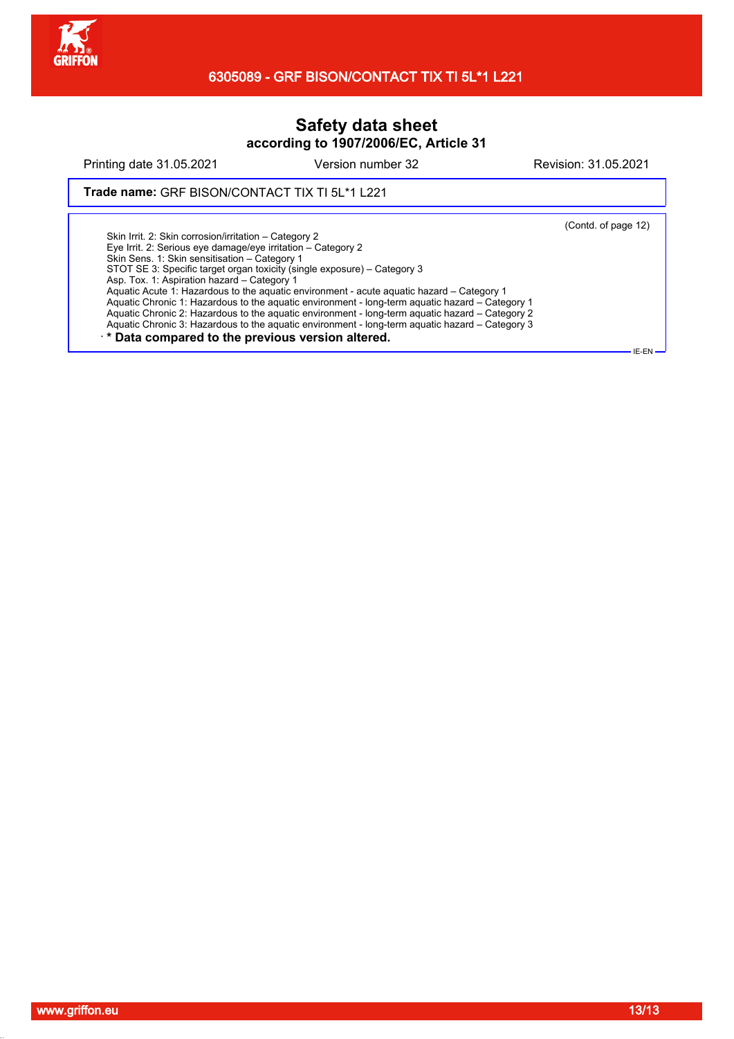Skin Irrit. 2: Skin corrosion/irritation – Category 2
Eye Irrit. 2: Serious eye damage/eye irritation – Category 2
Skin Sens. 1: Skin sensitisation – Category 1
STOT SE 3: Specific target organ toxicity (single exposure) – Category 3
Asp. Tox. 1: Aspiration hazard – Category 1
Aquatic Acute 1: Hazardous to the aquatic environment - acute aquatic hazard – Category 1
Aquatic Chronic 1: Hazardous to the aquatic environment - long-term aquatic hazard – Category 1
Aquatic Chronic 2: Hazardous to the aquatic environment - long-term aquatic hazard – Category 2
Aquatic Chronic 3: Hazardous to the aquatic environment - long-term aquatic hazard – Category 3

· **\* Data compared to the previous version altered.**